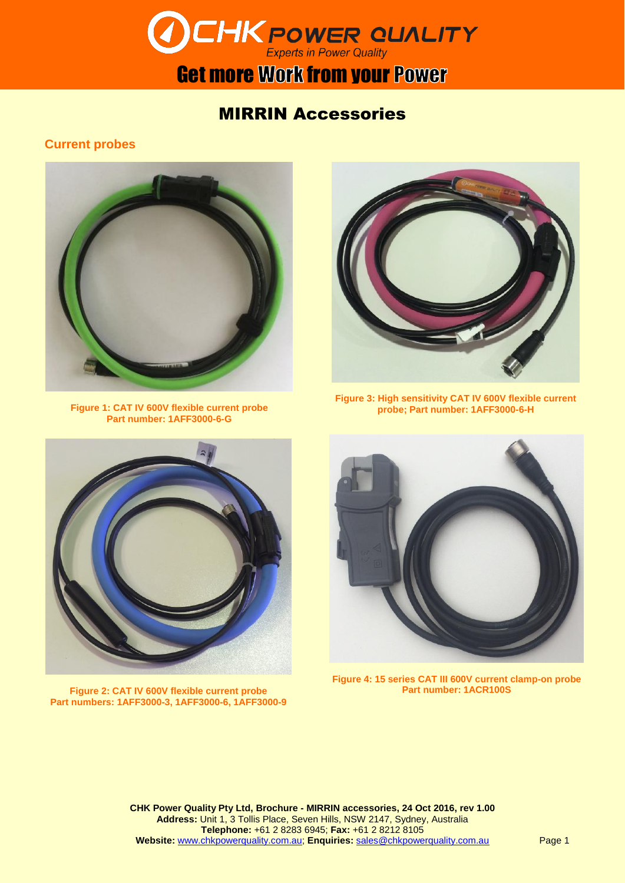# CHK POWER QUALITY

*Experts in Power Quality*

**Get more Work from your Power**

# MIRRIN Accessories

## Current probes

**Figure 1: CAT IV 600V flexible current probe**
**Part number: 1AFF3000-6-G**

**Figure 3: High sensitivity CAT IV 600V flexible current probe; Part number: 1AFF3000-6-H**

**Figure 2: CAT IV 600V flexible current probe**
**Part numbers: 1AFF3000-3, 1AFF3000-6, 1AFF3000-9**

**Figure 4: 15 series CAT III 600V current clamp-on probe**
**Part number: 1ACR100S**

**CHK Power Quality Pty Ltd, Brochure - MIRRIN accessories, 24 Oct 2016, rev 1.00**
**Address:** Unit 1, 3 Tollis Place, Seven Hills, NSW 2147, Sydney, Australia
**Telephone:** +61 2 8283 6945; **Fax:** +61 2 8212 8105
**Website:** www.chkpowerquality.com.au; **Enquiries:** sales@chkpowerquality.com.au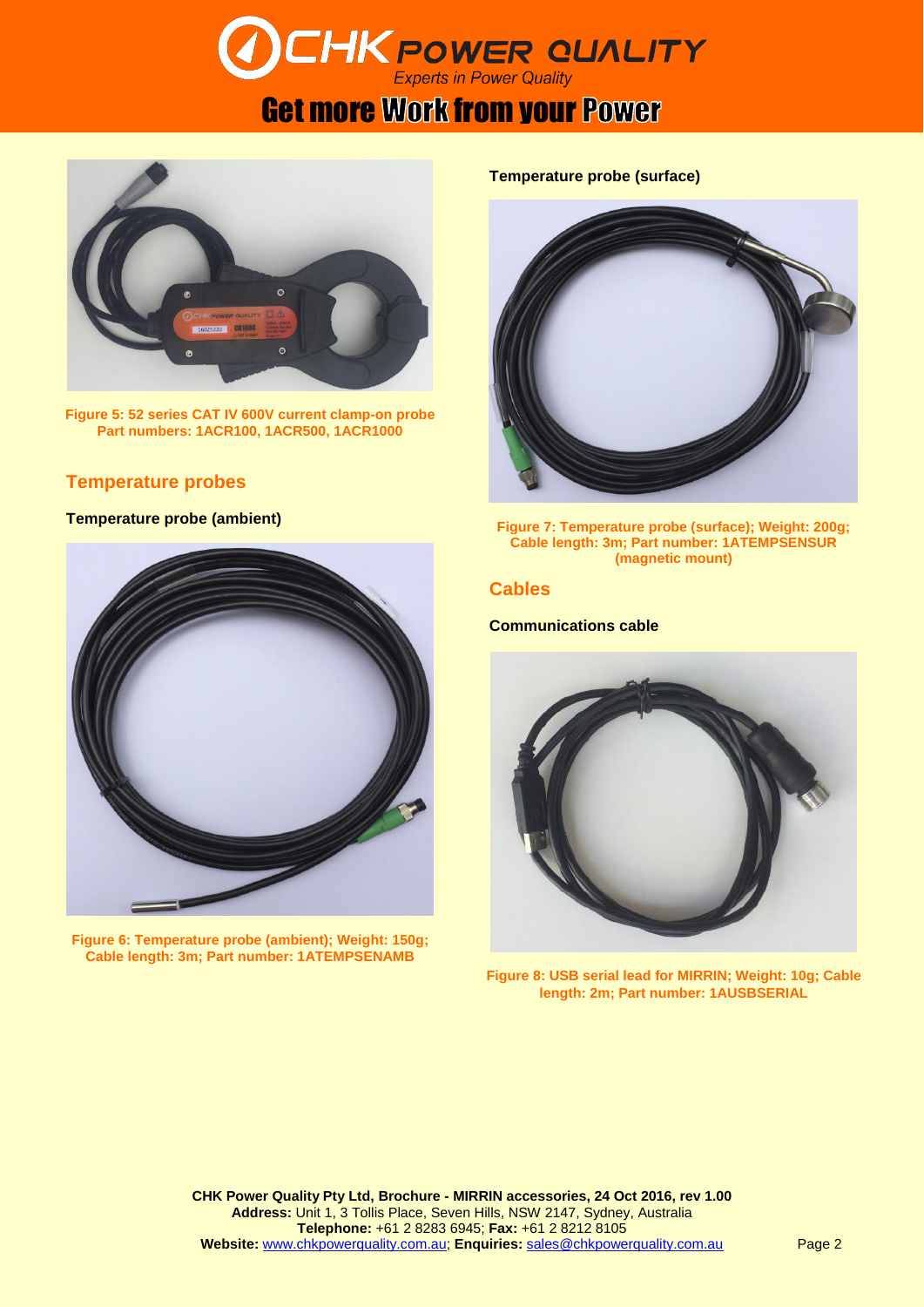Figure 5: 52 series CAT IV 600V current clamp-on probe
Part numbers: 1ACR100, 1ACR500, 1ACR1000

## Temperature probes

### Temperature probe (ambient)

Figure 6: Temperature probe (ambient); Weight: 150g; Cable length: 3m; Part number: 1ATEMPSENAMB

### Temperature probe (surface)

Figure 7: Temperature probe (surface); Weight: 200g; Cable length: 3m; Part number: 1ATEMPSENSUR (magnetic mount)

## Cables

### Communications cable

Figure 8: USB serial lead for MIRRIN; Weight: 10g; Cable length: 2m; Part number: 1AUSBSERIAL

**CHK Power Quality Pty Ltd, Brochure - MIRRIN accessories, 24 Oct 2016, rev 1.00**
**Address:** Unit 1, 3 Tollis Place, Seven Hills, NSW 2147, Sydney, Australia
**Telephone:** +61 2 8283 6945; **Fax:** +61 2 8212 8105
**Website:** www.chkpowerquality.com.au; **Enquiries:** sales@chkpowerquality.com.au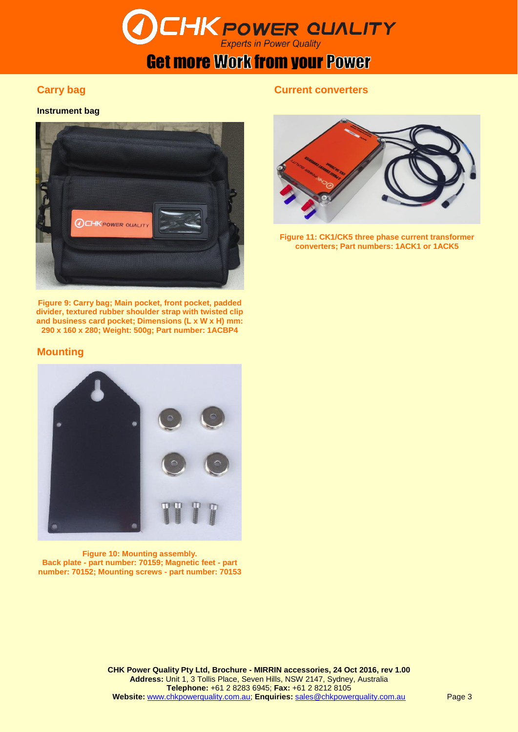## Carry bag

**Instrument bag**

Figure 9: Carry bag; Main pocket, front pocket, padded divider, textured rubber shoulder strap with twisted clip and business card pocket; Dimensions (L x W x H) mm: 290 x 160 x 280; Weight: 500g; Part number: 1ACBP4

## Mounting

Figure 10: Mounting assembly.
Back plate - part number: 70159; Magnetic feet - part number: 70152; Mounting screws - part number: 70153

## Current converters

Figure 11: CK1/CK5 three phase current transformer converters; Part numbers: 1ACK1 or 1ACK5

**CHK Power Quality Pty Ltd, Brochure - MIRRIN accessories, 24 Oct 2016, rev 1.00**
**Address:** Unit 1, 3 Tollis Place, Seven Hills, NSW 2147, Sydney, Australia
**Telephone:** +61 2 8283 6945; **Fax:** +61 2 8212 8105
**Website:** www.chkpowerquality.com.au; **Enquiries:** sales@chkpowerquality.com.au